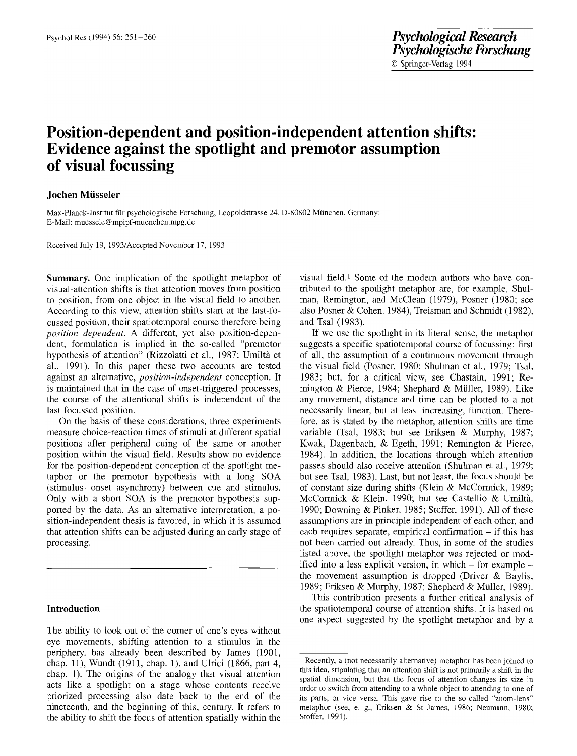# Position-dependent and position-independent attention shifts: Evidence against the spotlight and premotor assumption of visual focussing

**Jochen Müsseler**

Max-Planck-Institut für psychologische Forschung, Leopoldstrasse 24, D-80802 München, Germany; E-Mail: muessele@mpipf-muenchen.mpg.de

Received July 19, 1993/Accepted November 17, 1993

**Summary.** One implication of the spotlight metaphor of visual-attention shifts is that attention moves from position to position, from one object in the visual field to another. According to this view, attention shifts start at the last-focussed position, their spatiotemporal course therefore being *position dependent*. A different, yet also position-dependent, formulation is implied in the so-called "premotor hypothesis of attention" (Rizzolatti et al., 1987; Umiltà et al., 1991). In this paper these two accounts are tested against an alternative, *position-independent* conception. It is maintained that in the case of onset-triggered processes, the course of the attentional shifts is independent of the last-focussed position.

On the basis of these considerations, three experiments measure choice-reaction times of stimuli at different spatial positions after peripheral cuing of the same or another position within the visual field. Results show no evidence for the position-dependent conception of the spotlight metaphor or the premotor hypothesis with a long SOA (stimulus-onset asynchrony) between cue and stimulus. Only with a short SOA is the premotor hypothesis supported by the data. As an alternative interpretation, a position-independent thesis is favored, in which it is assumed that attention shifts can be adjusted during an early stage of processing.

## Introduction

The ability to look out of the corner of one's eyes without eye movements, shifting attention to a stimulus in the periphery, has already been described by James (1901, chap. 11), Wundt (1911, chap. 1), and Ulrici (1866, part 4, chap. 1). The origins of the analogy that visual attention acts like a spotlight on a stage whose contents receive priorized processing also date back to the end of the nineteenth, and the beginning of this, century. It refers to the ability to shift the focus of attention spatially within the visual field.[1] Some of the modern authors who have contributed to the spotlight metaphor are, for example, Shulman, Remington, and McClean (1979), Posner (1980; see also Posner & Cohen, 1984), Treisman and Schmidt (1982), and Tsal (1983).

If we use the spotlight in its literal sense, the metaphor suggests a specific spatiotemporal course of focussing: first of all, the assumption of a continuous movement through the visual field (Posner, 1980; Shulman et al., 1979; Tsal, 1983; but, for a critical view, see Chastain, 1991; Remington & Pierce, 1984; Shephard & Müller, 1989). Like any movement, distance and time can be plotted to a not necessarily linear, but at least increasing, function. Therefore, as is stated by the metaphor, attention shifts are time variable (Tsal, 1983; but see Eriksen & Murphy, 1987; Kwak, Dagenbach, & Egeth, 1991; Remington & Pierce, 1984). In addition, the locations through which attention passes should also receive attention (Shulman et al., 1979; but see Tsal, 1983). Last, but not least, the focus should be of constant size during shifts (Klein & McCormick, 1989; McCormick & Klein, 1990; but see Castellio & Umiltà, 1990; Downing & Pinker, 1985; Stoffer, 1991). All of these assumptions are in principle independent of each other, and each requires separate, empirical confirmation – if this has not been carried out already. Thus, in some of the studies listed above, the spotlight metaphor was rejected or modified into a less explicit version, in which – for example – the movement assumption is dropped (Driver & Baylis, 1989; Eriksen & Murphy, 1987; Shepherd & Müller, 1989).

This contribution presents a further critical analysis of the spatiotemporal course of attention shifts. It is based on one aspect suggested by the spotlight metaphor and by a

[1] Recently, a (not necessarily alternative) metaphor has been joined to this idea, stipulating that an attention shift is not primarily a shift in the spatial dimension, but that the focus of attention changes its size in order to switch from attending to a whole object to attending to one of its parts, or vice versa. This gave rise to the so-called "zoom-lens" metaphor (see, e. g., Eriksen & St James, 1986; Neumann, 1980; Stoffer, 1991).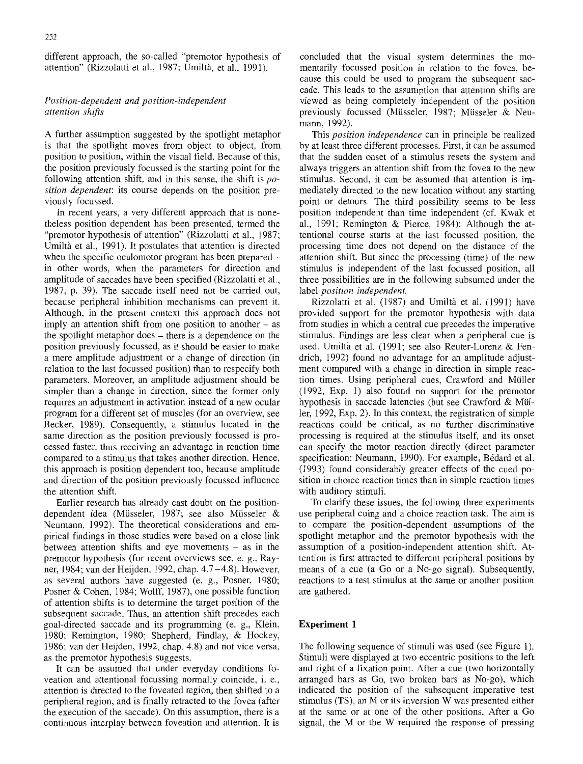different approach, the so-called "premotor hypothesis of attention" (Rizzolatti et al., 1987; Umiltà, et al., 1991).

### *Position-dependent and position-independent attention shifts*

A further assumption suggested by the spotlight metaphor is that the spotlight moves from object to object, from position to position, within the visual field. Because of this, the position previously focussed is the starting point for the following attention shift, and in this sense, the shift is *position dependent*: its course depends on the position previously focussed.

In recent years, a very different approach that is nonetheless position dependent has been presented, termed the "premotor hypothesis of attention" (Rizzolatti et al., 1987; Umiltà et al., 1991). It postulates that attention is directed when the specific oculomotor program has been prepared – in other words, when the parameters for direction and amplitude of saccades have been specified (Rizzolatti et al., 1987, p. 39). The saccade itself need not be carried out, because peripheral inhibition mechanisms can prevent it. Although, in the present context this approach does not imply an attention shift from one position to another – as the spotlight metaphor does – there is a dependence on the position previously focussed, as it should be easier to make a mere amplitude adjustment or a change of direction (in relation to the last focussed position) than to respecify both parameters. Moreover, an amplitude adjustment should be simpler than a change in direction, since the former only requires an adjustment in activation instead of a new ocular program for a different set of muscles (for an overview, see Becker, 1989). Consequently, a stimulus located in the same direction as the position previously focussed is processed faster, thus receiving an advantage in reaction time compared to a stimulus that takes another direction. Hence, this approach is position dependent too, because amplitude and direction of the position previously focussed influence the attention shift.

Earlier research has already cast doubt on the position-dependent idea (Müsseler, 1987; see also Müsseler & Neumann, 1992). The theoretical considerations and empirical findings in those studies were based on a close link between attention shifts and eye movements – as in the premotor hypothesis (for recent overviews see, e. g., Rayner, 1984; van der Heijden, 1992, chap. 4.7–4.8). However, as several authors have suggested (e. g., Posner, 1980; Posner & Cohen, 1984; Wolff, 1987), one possible function of attention shifts is to determine the target position of the subsequent saccade. Thus, an attention shift precedes each goal-directed saccade and its programming (e. g., Klein, 1980; Remington, 1980; Shepherd, Findlay, & Hockey, 1986; van der Heijden, 1992, chap. 4.8) and not vice versa, as the premotor hypothesis suggests.

It can be assumed that under everyday conditions foveation and attentional focussing normally coincide, i. e., attention is directed to the foveated region, then shifted to a peripheral region, and is finally retracted to the fovea (after the execution of the saccade). On this assumption, there is a continuous interplay between foveation and attention. It is concluded that the visual system determines the momentarily focussed position in relation to the fovea, because this could be used to program the subsequent saccade. This leads to the assumption that attention shifts are viewed as being completely independent of the position previously focussed (Müsseler, 1987; Müsseler & Neumann, 1992).

This *position independence* can in principle be realized by at least three different processes. First, it can be assumed that the sudden onset of a stimulus resets the system and always triggers an attention shift from the fovea to the new stimulus. Second, it can be assumed that attention is immediately directed to the new location without any starting point or detours. The third possibility seems to be less position independent than time independent (cf. Kwak et al., 1991; Remington & Pierce, 1984): Although the attentional course starts at the last focussed position, the processing time does not depend on the distance of the attention shift. But since the processing (time) of the new stimulus is independent of the last focussed position, all three possibilities are in the following subsumed under the label *position independent*.

Rizzolatti et al. (1987) and Umiltà et al. (1991) have provided support for the premotor hypothesis with data from studies in which a central cue precedes the imperative stimulus. Findings are less clear when a peripheral cue is used. Umilta et al. (1991; see also Reuter-Lorenz & Fendrich, 1992) found no advantage for an amplitude adjustment compared with a change in direction in simple reaction times. Using peripheral cues, Crawford and Müller (1992, Exp. 1) also found no support for the premotor hypothesis in saccade latencies (but see Crawford & Müller, 1992, Exp. 2). In this context, the registration of simple reactions could be critical, as no further discriminative processing is required at the stimulus itself, and its onset can specify the motor reaction directly (direct parameter specification: Neumann, 1990). For example, Bédard et al. (1993) found considerably greater effects of the cued position in choice reaction times than in simple reaction times with auditory stimuli.

To clarify these issues, the following three experiments use peripheral cuing and a choice reaction task. The aim is to compare the position-dependent assumptions of the spotlight metaphor and the premotor hypothesis with the assumption of a position-independent attention shift. Attention is first attracted to different peripheral positions by means of a cue (a Go or a No-go signal). Subsequently, reactions to a test stimulus at the same or another position are gathered.

## Experiment 1

The following sequence of stimuli was used (see Figure 1). Stimuli were displayed at two eccentric positions to the left and right of a fixation point. After a cue (two horizontally arranged bars as Go, two broken bars as No-go), which indicated the position of the subsequent imperative test stimulus (TS), an M or its inversion W was presented either at the same or at one of the other positions. After a Go signal, the M or the W required the response of pressing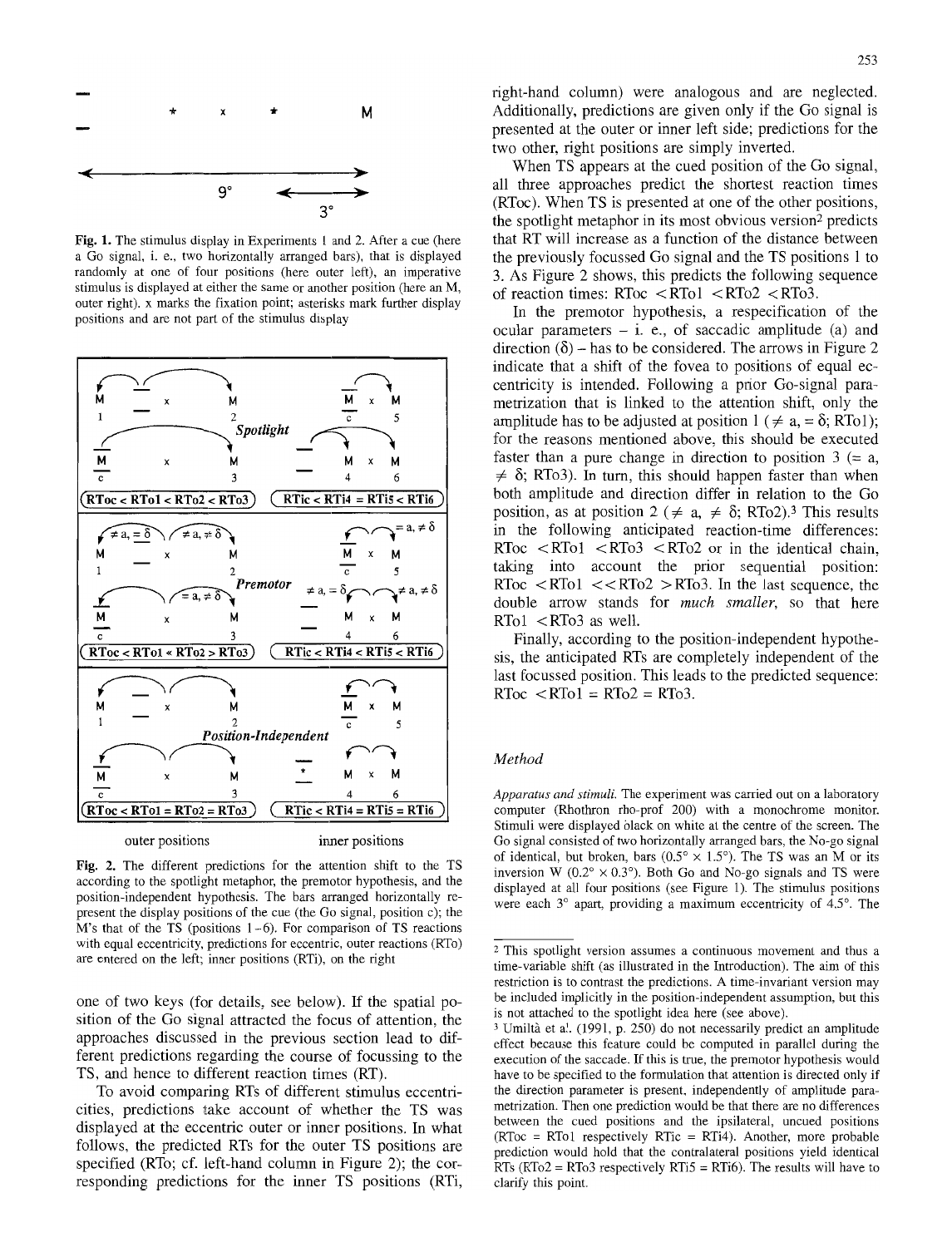Fig. 1. The stimulus display in Experiments 1 and 2. After a cue (here a Go signal, i. e., two horizontally arranged bars), that is displayed randomly at one of four positions (here outer left), an imperative stimulus is displayed at either the same or another position (here an M, outer right). x marks the fixation point; asterisks mark further display positions and are not part of the stimulus display

Fig. 2. The different predictions for the attention shift to the TS according to the spotlight metaphor, the premotor hypothesis, and the position-independent hypothesis. The bars arranged horizontally represent the display positions of the cue (the Go signal, position c); the M's that of the TS (positions 1–6). For comparison of TS reactions with equal eccentricity, predictions for eccentric, outer reactions (RTo) are entered on the left; inner positions (RTi), on the right

one of two keys (for details, see below). If the spatial position of the Go signal attracted the focus of attention, the approaches discussed in the previous section lead to different predictions regarding the course of focussing to the TS, and hence to different reaction times (RT).

To avoid comparing RTs of different stimulus eccentricities, predictions take account of whether the TS was displayed at the eccentric outer or inner positions. In what follows, the predicted RTs for the outer TS positions are specified (RTo; cf. left-hand column in Figure 2); the corresponding predictions for the inner TS positions (RTi, right-hand column) were analogous and are neglected. Additionally, predictions are given only if the Go signal is presented at the outer or inner left side; predictions for the two other, right positions are simply inverted.

When TS appears at the cued position of the Go signal, all three approaches predict the shortest reaction times (RToc). When TS is presented at one of the other positions, the spotlight metaphor in its most obvious version[2] predicts that RT will increase as a function of the distance between the previously focussed Go signal and the TS positions 1 to 3. As Figure 2 shows, this predicts the following sequence of reaction times: RToc < RTo1 < RTo2 < RTo3.

In the premotor hypothesis, a respecification of the ocular parameters – i. e., of saccadic amplitude (a) and direction (δ) – has to be considered. The arrows in Figure 2 indicate that a shift of the fovea to positions of equal eccentricity is intended. Following a prior Go-signal parametrization that is linked to the attention shift, only the amplitude has to be adjusted at position 1 (≠ a, = δ; RTo1); for the reasons mentioned above, this should be executed faster than a pure change in direction to position 3 (= a, ≠ δ; RTo3). In turn, this should happen faster than when both amplitude and direction differ in relation to the Go position, as at position 2 (≠ a, ≠ δ; RTo2).[3] This results in the following anticipated reaction-time differences: RToc < RTo1 < RTo3 < RTo2 or in the identical chain, taking into account the prior sequential position: RToc < RTo1 << RTo2 > RTo3. In the last sequence, the double arrow stands for *much smaller*, so that here RTo1 < RTo3 as well.

Finally, according to the position-independent hypothesis, the anticipated RTs are completely independent of the last focussed position. This leads to the predicted sequence: RToc < RTo1 = RTo2 = RTo3.

## Method

*Apparatus and stimuli.* The experiment was carried out on a laboratory computer (Rhothron rho-prof 200) with a monochrome monitor. Stimuli were displayed black on white at the centre of the screen. The Go signal consisted of two horizontally arranged bars, the No-go signal of identical, but broken, bars (0.5° × 1.5°). The TS was an M or its inversion W (0.2° × 0.3°). Both Go and No-go signals and TS were displayed at all four positions (see Figure 1). The stimulus positions were each 3° apart, providing a maximum eccentricity of 4.5°. The

[2] This spotlight version assumes a continuous movement and thus a time-variable shift (as illustrated in the Introduction). The aim of this restriction is to contrast the predictions. A time-invariant version may be included implicitly in the position-independent assumption, but this is not attached to the spotlight idea here (see above).

[3] Umiltà et al. (1991, p. 250) do not necessarily predict an amplitude effect because this feature could be computed in parallel during the execution of the saccade. If this is true, the premotor hypothesis would have to be specified to the formulation that attention is directed only if the direction parameter is present, independently of amplitude parametrization. Then one prediction would be that there are no differences between the cued positions and the ipsilateral, uncued positions (RToc = RTo1 respectively RTic = RTi4). Another, more probable prediction would hold that the contralateral positions yield identical RTs (RTo2 = RTo3 respectively RTi5 = RTi6). The results will have to clarify this point.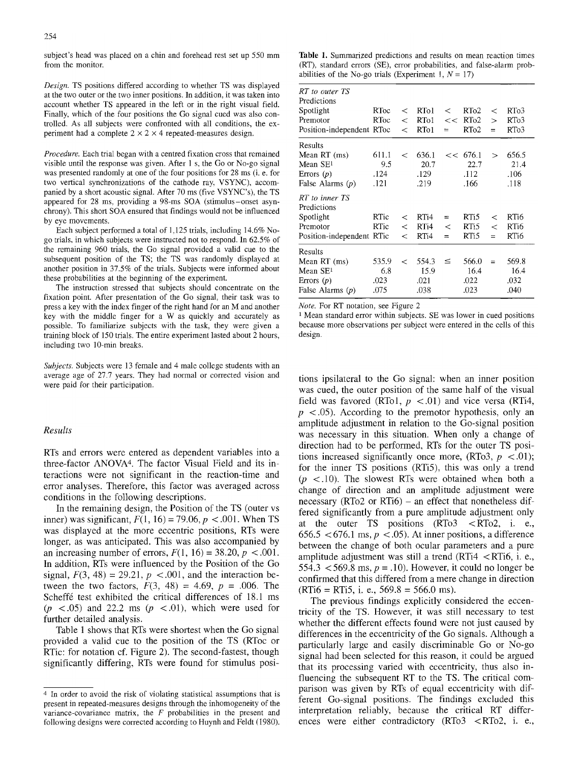subject's head was placed on a chin and forehead rest set up 550 mm from the monitor.

*Design.* TS positions differed according to whether TS was displayed at the two outer or the two inner positions. In addition, it was taken into account whether TS appeared in the left or in the right visual field. Finally, which of the four positions the Go signal cued was also controlled. As all subjects were confronted with all conditions, the experiment had a complete 2 × 2 × 4 repeated-measures design.

*Procedure.* Each trial began with a centred fixation cross that remained visible until the response was given. After 1 s, the Go or No-go signal was presented randomly at one of the four positions for 28 ms (i. e. for two vertical synchronizations of the cathode ray, VSYNC), accompanied by a short acoustic signal. After 70 ms (five VSYNC's), the TS appeared for 28 ms, providing a 98-ms SOA (stimulus–onset asynchrony). This short SOA ensured that findings would not be influenced by eye movements.

Each subject performed a total of 1,125 trials, including 14.6% No-go trials, in which subjects were instructed not to respond. In 62.5% of the remaining 960 trials, the Go signal provided a valid cue to the subsequent position of the TS; the TS was randomly displayed at another position in 37.5% of the trials. Subjects were informed about these probabilities at the beginning of the experiment.

The instruction stressed that subjects should concentrate on the fixation point. After presentation of the Go signal, their task was to press a key with the index finger of the right hand for an M and another key with the middle finger for a W as quickly and accurately as possible. To familiarize subjects with the task, they were given a training block of 150 trials. The entire experiment lasted about 2 hours, including two 10-min breaks.

*Subjects.* Subjects were 13 female and 4 male college students with an average age of 27.7 years. They had normal or corrected vision and were paid for their participation.

## Results

RTs and errors were entered as dependent variables into a three-factor ANOVA[4]. The factor Visual Field and its interactions were not significant in the reaction-time and error analyses. Therefore, this factor was averaged across conditions in the following descriptions.

In the remaining design, the Position of the TS (outer vs inner) was significant, $F(1, 16) = 79.06, p < .001$. When TS was displayed at the more eccentric positions, RTs were longer, as was anticipated. This was also accompanied by an increasing number of errors, $F(1, 16) = 38.20, p < .001$. In addition, RTs were influenced by the Position of the Go signal, $F(3, 48) = 29.21, p < .001$, and the interaction between the two factors, $F(3, 48) = 4.69, p = .006$. The Scheffé test exhibited the critical differences of 18.1 ms ($p < .05$) and 22.2 ms ($p < .01$), which were used for further detailed analysis.

Table 1 shows that RTs were shortest when the Go signal provided a valid cue to the position of the TS (RToc or RTic: for notation cf. Figure 2). The second-fastest, though significantly differing, RTs were found for stimulus positions ipsilateral to the Go signal: when an inner position was cued, the outer position of the same half of the visual field was favored (RTo1, $p < .01$) and vice versa (RTi4, $p < .05$). According to the premotor hypothesis, only an amplitude adjustment in relation to the Go-signal position was necessary in this situation. When only a change of direction had to be performed, RTs for the outer TS positions increased significantly once more, (RTo3, $p < .01$); for the inner TS positions (RTi5), this was only a trend ($p < .10$). The slowest RTs were obtained when both a change of direction and an amplitude adjustment were necessary (RTo2 or RTi6) – an effect that nonetheless differed significantly from a pure amplitude adjustment only at the outer TS positions (RTo3 < RTo2, i. e., 656.5 < 676.1 ms, $p < .05$). At inner positions, a difference between the change of both ocular parameters and a pure amplitude adjustment was still a trend (RTi4 < RTi6, i. e., 554.3 < 569.8 ms, $p = .10$). However, it could no longer be confirmed that this differed from a mere change in direction (RTi6 = RTi5, i. e., 569.8 = 566.0 ms).

The previous findings explicitly considered the eccentricity of the TS. However, it was still necessary to test whether the different effects found were not just caused by differences in the eccentricity of the Go signals. Although a particularly large and easily discriminable Go or No-go signal had been selected for this reason, it could be argued that its processing varied with eccentricity, thus also influencing the subsequent RT to the TS. The critical comparison was given by RTs of equal eccentricity with different Go-signal positions. The findings excluded this interpretation reliably, because the critical RT differences were either contradictory (RTo3 < RTo2, i. e.,

**Table 1.** Summarized predictions and results on mean reaction times (RT), standard errors (SE), error probabilities, and false-alarm probabilities of the No-go trials (Experiment 1, $N = 17$)

| | | | | | | | |
|---|---|---|---|---|---|---|---|
| *RT to outer TS* | | | | | | | |
| Predictions | | | | | | | |
| Spotlight | RToc | < | RTo1 | < | RTo2 | < | RTo3 |
| Premotor | RToc | < | RTo1 | << | RTo2 | > | RTo3 |
| Position-independent | RToc | < | RTo1 | = | RTo2 | = | RTo3 |
| Results | | | | | | | |
| Mean RT (ms) | 611.1 | < | 636.1 | << | 676.1 | > | 656.5 |
| Mean SE[1] | 9.5 | | 20.7 | | 22.7 | | 21.4 |
| Errors ($p$) | .124 | | .129 | | .112 | | .106 |
| False Alarms ($p$) | .121 | | .219 | | .166 | | .118 |
| *RT to inner TS* | | | | | | | |
| Predictions | | | | | | | |
| Spotlight | RTic | < | RTi4 | = | RTi5 | < | RTi6 |
| Premotor | RTic | < | RTi4 | < | RTi5 | < | RTi6 |
| Position-independent | RTic | < | RTi4 | = | RTi5 | = | RTi6 |
| Results | | | | | | | |
| Mean RT (ms) | 535.9 | < | 554.3 | ≤ | 566.0 | = | 569.8 |
| Mean SE[1] | 6.8 | | 15.9 | | 16.4 | | 16.4 |
| Errors ($p$) | .023 | | .021 | | .022 | | .032 |
| False Alarms ($p$) | .075 | | .038 | | .023 | | .040 |

*Note.* For RT notation, see Figure 2

[1] Mean standard error within subjects. SE was lower in cued positions because more observations per subject were entered in the cells of this design.

[4] In order to avoid the risk of violating statistical assumptions that is present in repeated-measures designs through the inhomogeneity of the variance-covariance matrix, the $F$ probabilities in the present and following designs were corrected according to Huynh and Feldt (1980).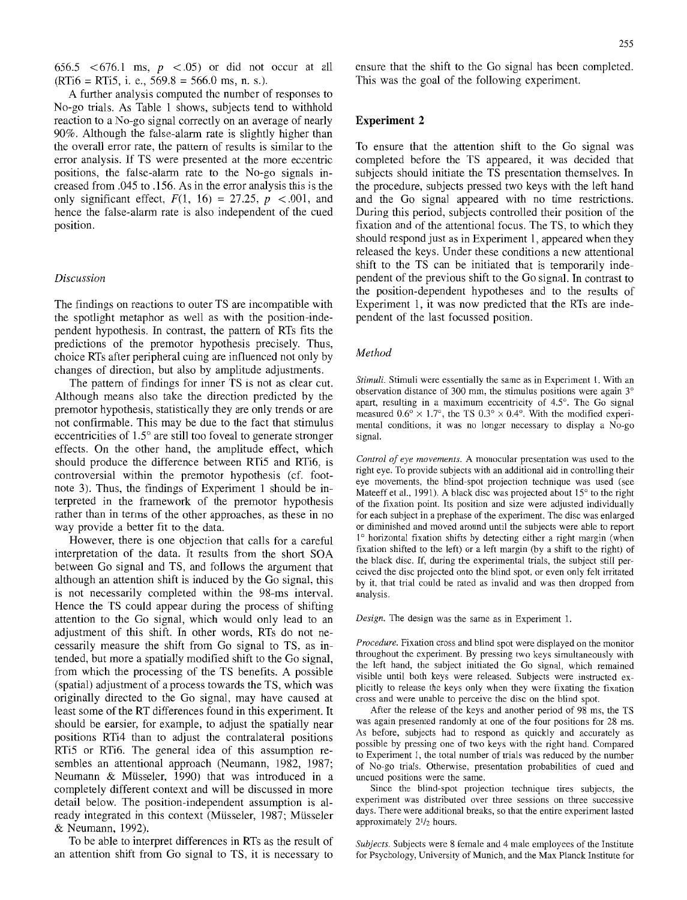656.5 <676.1 ms, $p$ <.05) or did not occur at all (RTi6 = RTi5, i. e., 569.8 = 566.0 ms, n. s.).

A further analysis computed the number of responses to No-go trials. As Table 1 shows, subjects tend to withhold reaction to a No-go signal correctly on an average of nearly 90%. Although the false-alarm rate is slightly higher than the overall error rate, the pattern of results is similar to the error analysis. If TS were presented at the more eccentric positions, the false-alarm rate to the No-go signals increased from .045 to .156. As in the error analysis this is the only significant effect, $F(1, 16) = 27.25$, $p < .001$, and hence the false-alarm rate is also independent of the cued position.

### *Discussion*

The findings on reactions to outer TS are incompatible with the spotlight metaphor as well as with the position-independent hypothesis. In contrast, the pattern of RTs fits the predictions of the premotor hypothesis precisely. Thus, choice RTs after peripheral cuing are influenced not only by changes of direction, but also by amplitude adjustments.

The pattern of findings for inner TS is not as clear cut. Although means also take the direction predicted by the premotor hypothesis, statistically they are only trends or are not confirmable. This may be due to the fact that stimulus eccentricities of 1.5° are still too foveal to generate stronger effects. On the other hand, the amplitude effect, which should produce the difference between RTi5 and RTi6, is controversial within the premotor hypothesis (cf. footnote 3). Thus, the findings of Experiment 1 should be interpreted in the framework of the premotor hypothesis rather than in terms of the other approaches, as these in no way provide a better fit to the data.

However, there is one objection that calls for a careful interpretation of the data. It results from the short SOA between Go signal and TS, and follows the argument that although an attention shift is induced by the Go signal, this is not necessarily completed within the 98-ms interval. Hence the TS could appear during the process of shifting attention to the Go signal, which would only lead to an adjustment of this shift. In other words, RTs do not necessarily measure the shift from Go signal to TS, as intended, but more a spatially modified shift to the Go signal, from which the processing of the TS benefits. A possible (spatial) adjustment of a process towards the TS, which was originally directed to the Go signal, may have caused at least some of the RT differences found in this experiment. It should be earsier, for example, to adjust the spatially near positions RTi4 than to adjust the contralateral positions RTi5 or RTi6. The general idea of this assumption resembles an attentional approach (Neumann, 1982, 1987; Neumann & Müsseler, 1990) that was introduced in a completely different context and will be discussed in more detail below. The position-independent assumption is already integrated in this context (Müsseler, 1987; Müsseler & Neumann, 1992).

To be able to interpret differences in RTs as the result of an attention shift from Go signal to TS, it is necessary to ensure that the shift to the Go signal has been completed. This was the goal of the following experiment.

## Experiment 2

To ensure that the attention shift to the Go signal was completed before the TS appeared, it was decided that subjects should initiate the TS presentation themselves. In the procedure, subjects pressed two keys with the left hand and the Go signal appeared with no time restrictions. During this period, subjects controlled their position of the fixation and of the attentional focus. The TS, to which they should respond just as in Experiment 1, appeared when they released the keys. Under these conditions a new attentional shift to the TS can be initiated that is temporarily independent of the previous shift to the Go signal. In contrast to the position-dependent hypotheses and to the results of Experiment 1, it was now predicted that the RTs are independent of the last focussed position.

### *Method*

*Stimuli.* Stimuli were essentially the same as in Experiment 1. With an observation distance of 300 mm, the stimulus positions were again 3° apart, resulting in a maximum eccentricity of 4.5°. The Go signal measured 0.6° × 1.7°, the TS 0.3° × 0.4°. With the modified experimental conditions, it was no longer necessary to display a No-go signal.

*Control of eye movements.* A monocular presentation was used to the right eye. To provide subjects with an additional aid in controlling their eye movements, the blind-spot projection technique was used (see Mateeff et al., 1991). A black disc was projected about 15° to the right of the fixation point. Its position and size were adjusted individually for each subject in a prephase of the experiment. The disc was enlarged or diminished and moved around until the subjects were able to report 1° horizontal fixation shifts by detecting either a right margin (when fixation shifted to the left) or a left margin (by a shift to the right) of the black disc. If, during the experimental trials, the subject still perceived the disc projected onto the blind spot, or even only felt irritated by it, that trial could be rated as invalid and was then dropped from analysis.

*Design.* The design was the same as in Experiment 1.

*Procedure.* Fixation cross and blind spot were displayed on the monitor throughout the experiment. By pressing two keys simultaneously with the left hand, the subject initiated the Go signal, which remained visible until both keys were released. Subjects were instructed explicitly to release the keys only when they were fixating the fixation cross and were unable to perceive the disc on the blind spot.

After the release of the keys and another period of 98 ms, the TS was again presented randomly at one of the four positions for 28 ms. As before, subjects had to respond as quickly and accurately as possible by pressing one of two keys with the right hand. Compared to Experiment 1, the total number of trials was reduced by the number of No-go trials. Otherwise, presentation probabilities of cued and uncued positions were the same.

Since the blind-spot projection technique tires subjects, the experiment was distributed over three sessions on three successive days. There were additional breaks, so that the entire experiment lasted approximately 2½ hours.

*Subjects.* Subjects were 8 female and 4 male employees of the Institute for Psychology, University of Munich, and the Max Planck Institute for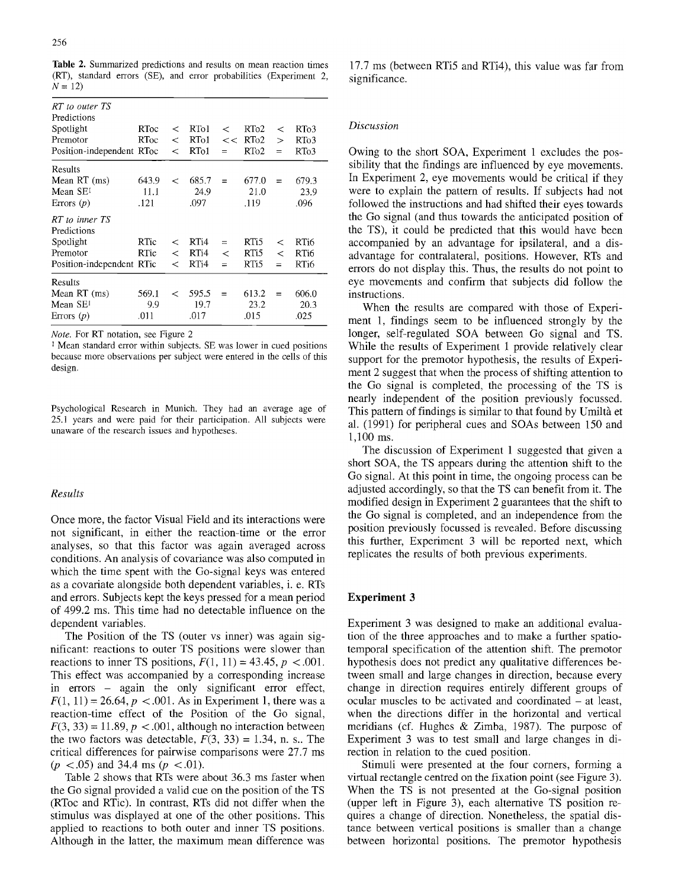**Table 2.** Summarized predictions and results on mean reaction times (RT), standard errors (SE), and error probabilities (Experiment 2, $N = 12$)

| | | | | | | | |
|---|---|---|---|---|---|---|---|
| *RT to outer TS* | | | | | | | |
| Predictions | | | | | | | |
| Spotlight | RToc | < | RTo1 | < | RTo2 | < | RTo3 |
| Premotor | RToc | < | RTo1 | << | RTo2 | > | RTo3 |
| Position-independent | RToc | < | RTo1 | = | RTo2 | = | RTo3 |
| Results | | | | | | | |
| Mean RT (ms) | 643.9 | < | 685.7 | = | 677.0 | = | 679.3 |
| Mean SE[1] | 11.1 | | 24.9 | | 21.0 | | 23.9 |
| Errors ($p$) | .121 | | .097 | | .119 | | .096 |
| *RT to inner TS* | | | | | | | |
| Predictions | | | | | | | |
| Spotlight | RTic | < | RTi4 | = | RTi5 | < | RTi6 |
| Premotor | RTic | < | RTi4 | < | RTi5 | < | RTi6 |
| Position-independent | RTic | < | RTi4 | = | RTi5 | = | RTi6 |
| Results | | | | | | | |
| Mean RT (ms) | 569.1 | < | 595.5 | = | 613.2 | = | 606.0 |
| Mean SE[1] | 9.9 | | 19.7 | | 23.2 | | 20.3 |
| Errors ($p$) | .011 | | .017 | | .015 | | .025 |

*Note.* For RT notation, see Figure 2

[1] Mean standard error within subjects. SE was lower in cued positions because more observations per subject were entered in the cells of this design.

Psychological Research in Munich. They had an average age of 25.1 years and were paid for their participation. All subjects were unaware of the research issues and hypotheses.

### Results

Once more, the factor Visual Field and its interactions were not significant, in either the reaction-time or the error analyses, so that this factor was again averaged across conditions. An analysis of covariance was also computed in which the time spent with the Go-signal keys was entered as a covariate alongside both dependent variables, i. e. RTs and errors. Subjects kept the keys pressed for a mean period of 499.2 ms. This time had no detectable influence on the dependent variables.

The Position of the TS (outer vs inner) was again significant: reactions to outer TS positions were slower than reactions to inner TS positions, $F(1, 11) = 43.45$, $p < .001$. This effect was accompanied by a corresponding increase in errors – again the only significant error effect, $F(1, 11) = 26.64$, $p < .001$. As in Experiment 1, there was a reaction-time effect of the Position of the Go signal, $F(3, 33) = 11.89$, $p < .001$, although no interaction between the two factors was detectable, $F(3, 33) = 1.34$, n. s.. The critical differences for pairwise comparisons were 27.7 ms ($p < .05$) and 34.4 ms ($p < .01$).

Table 2 shows that RTs were about 36.3 ms faster when the Go signal provided a valid cue on the position of the TS (RToc and RTic). In contrast, RTs did not differ when the stimulus was displayed at one of the other positions. This applied to reactions to both outer and inner TS positions. Although in the latter, the maximum mean difference was 17.7 ms (between RTi5 and RTi4), this value was far from significance.

### Discussion

Owing to the short SOA, Experiment 1 excludes the possibility that the findings are influenced by eye movements. In Experiment 2, eye movements would be critical if they were to explain the pattern of results. If subjects had not followed the instructions and had shifted their eyes towards the Go signal (and thus towards the anticipated position of the TS), it could be predicted that this would have been accompanied by an advantage for ipsilateral, and a disadvantage for contralateral, positions. However, RTs and errors do not display this. Thus, the results do not point to eye movements and confirm that subjects did follow the instructions.

When the results are compared with those of Experiment 1, findings seem to be influenced strongly by the longer, self-regulated SOA between Go signal and TS. While the results of Experiment 1 provide relatively clear support for the premotor hypothesis, the results of Experiment 2 suggest that when the process of shifting attention to the Go signal is completed, the processing of the TS is nearly independent of the position previously focussed. This pattern of findings is similar to that found by Umiltà et al. (1991) for peripheral cues and SOAs between 150 and 1,100 ms.

The discussion of Experiment 1 suggested that given a short SOA, the TS appears during the attention shift to the Go signal. At this point in time, the ongoing process can be adjusted accordingly, so that the TS can benefit from it. The modified design in Experiment 2 guarantees that the shift to the Go signal is completed, and an independence from the position previously focussed is revealed. Before discussing this further, Experiment 3 will be reported next, which replicates the results of both previous experiments.

## Experiment 3

Experiment 3 was designed to make an additional evaluation of the three approaches and to make a further spatio-temporal specification of the attention shift. The premotor hypothesis does not predict any qualitative differences between small and large changes in direction, because every change in direction requires entirely different groups of ocular muscles to be activated and coordinated – at least, when the directions differ in the horizontal and vertical meridians (cf. Hughes & Zimba, 1987). The purpose of Experiment 3 was to test small and large changes in direction in relation to the cued position.

Stimuli were presented at the four corners, forming a virtual rectangle centred on the fixation point (see Figure 3). When the TS is not presented at the Go-signal position (upper left in Figure 3), each alternative TS position requires a change of direction. Nonetheless, the spatial distance between vertical positions is smaller than a change between horizontal positions. The premotor hypothesis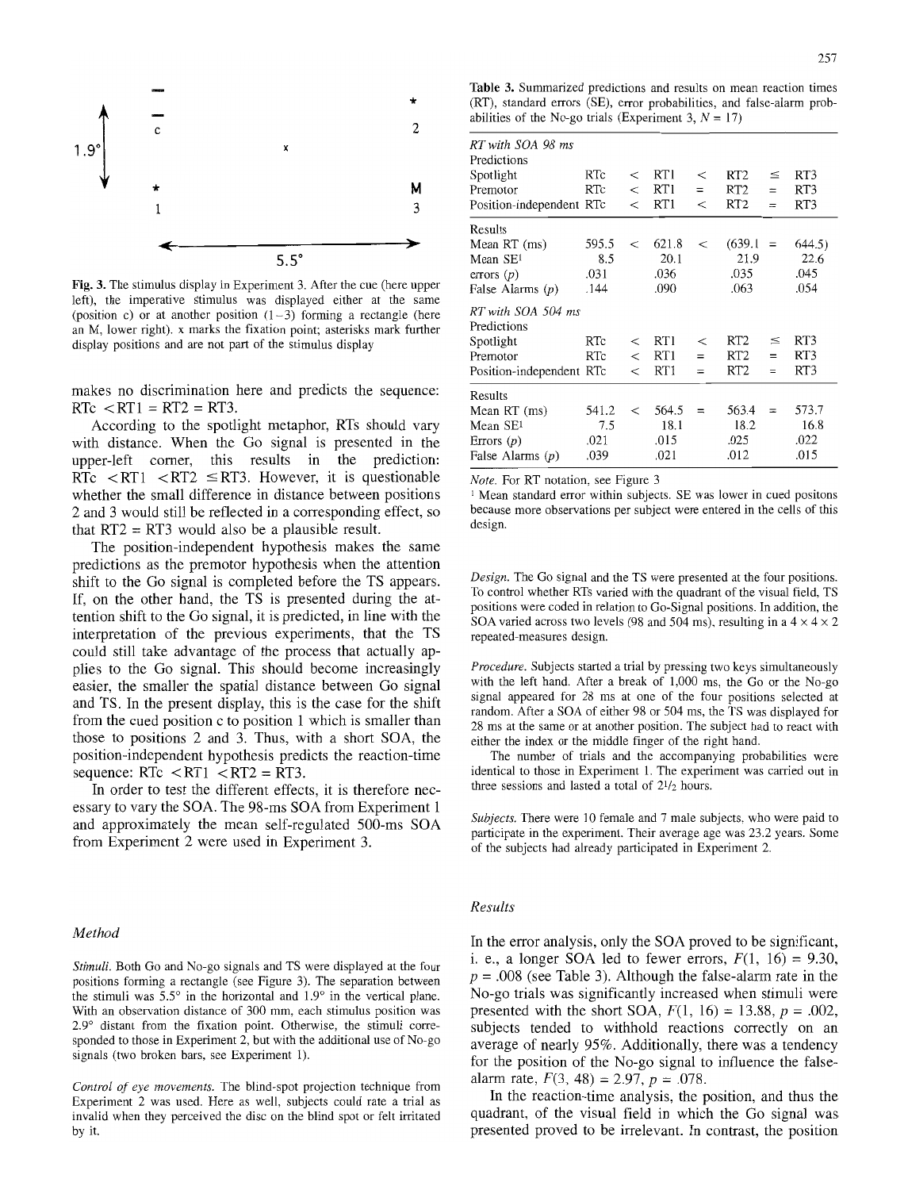Fig. 3. The stimulus display in Experiment 3. After the cue (here upper left), the imperative stimulus was displayed either at the same (position c) or at another position (1–3) forming a rectangle (here an M, lower right). x marks the fixation point; asterisks mark further display positions and are not part of the stimulus display

makes no discrimination here and predicts the sequence: RTc < RT1 = RT2 = RT3.

According to the spotlight metaphor, RTs should vary with distance. When the Go signal is presented in the upper-left corner, this results in the prediction: RTc < RT1 < RT2 ≤ RT3. However, it is questionable whether the small difference in distance between positions 2 and 3 would still be reflected in a corresponding effect, so that RT2 = RT3 would also be a plausible result.

The position-independent hypothesis makes the same predictions as the premotor hypothesis when the attention shift to the Go signal is completed before the TS appears. If, on the other hand, the TS is presented during the attention shift to the Go signal, it is predicted, in line with the interpretation of the previous experiments, that the TS could still take advantage of the process that actually applies to the Go signal. This should become increasingly easier, the smaller the spatial distance between Go signal and TS. In the present display, this is the case for the shift from the cued position c to position 1 which is smaller than those to positions 2 and 3. Thus, with a short SOA, the position-independent hypothesis predicts the reaction-time sequence: RTc < RT1 < RT2 = RT3.

In order to test the different effects, it is therefore necessary to vary the SOA. The 98-ms SOA from Experiment 1 and approximately the mean self-regulated 500-ms SOA from Experiment 2 were used in Experiment 3.

**Table 3.** Summarized predictions and results on mean reaction times (RT), standard errors (SE), error probabilities, and false-alarm probabilities of the No-go trials (Experiment 3, $N = 17$)

| | | | | | | | |
|---|---|---|---|---|---|---|---|
| *RT with SOA 98 ms* | | | | | | | |
| Predictions | | | | | | | |
| Spotlight | RTc | < | RT1 | < | RT2 | ≤ | RT3 |
| Premotor | RTc | < | RT1 | = | RT2 | = | RT3 |
| Position-independent | RTc | < | RT1 | < | RT2 | = | RT3 |
| Results | | | | | | | |
| Mean RT (ms) | 595.5 | < | 621.8 | < | (639.1 | = | 644.5) |
| Mean SE[1] | 8.5 | | 20.1 | | 21.9 | | 22.6 |
| errors ($p$) | .031 | | .036 | | .035 | | .045 |
| False Alarms ($p$) | .144 | | .090 | | .063 | | .054 |
| *RT with SOA 504 ms* | | | | | | | |
| Predictions | | | | | | | |
| Spotlight | RTc | < | RT1 | < | RT2 | ≤ | RT3 |
| Premotor | RTc | < | RT1 | = | RT2 | = | RT3 |
| Position-independent | RTc | < | RT1 | = | RT2 | = | RT3 |
| Results | | | | | | | |
| Mean RT (ms) | 541.2 | < | 564.5 | = | 563.4 | = | 573.7 |
| Mean SE[1] | 7.5 | | 18.1 | | 18.2 | | 16.8 |
| Errors ($p$) | .021 | | .015 | | .025 | | .022 |
| False Alarms ($p$) | .039 | | .021 | | .012 | | .015 |

*Note.* For RT notation, see Figure 3

[1] Mean standard error within subjects. SE was lower in cued positons because more observations per subject were entered in the cells of this design.

## Method

*Stimuli.* Both Go and No-go signals and TS were displayed at the four positions forming a rectangle (see Figure 3). The separation between the stimuli was 5.5° in the horizontal and 1.9° in the vertical plane. With an observation distance of 300 mm, each stimulus position was 2.9° distant from the fixation point. Otherwise, the stimuli corresponded to those in Experiment 2, but with the additional use of No-go signals (two broken bars, see Experiment 1).

*Control of eye movements.* The blind-spot projection technique from Experiment 2 was used. Here as well, subjects could rate a trial as invalid when they perceived the disc on the blind spot or felt irritated by it.

*Design.* The Go signal and the TS were presented at the four positions. To control whether RTs varied with the quadrant of the visual field, TS positions were coded in relation to Go-Signal positions. In addition, the SOA varied across two levels (98 and 504 ms), resulting in a 4 × 4 × 2 repeated-measures design.

*Procedure.* Subjects started a trial by pressing two keys simultaneously with the left hand. After a break of 1,000 ms, the Go or the No-go signal appeared for 28 ms at one of the four positions selected at random. After a SOA of either 98 or 504 ms, the TS was displayed for 28 ms at the same or at another position. The subject had to react with either the index or the middle finger of the right hand.

The number of trials and the accompanying probabilities were identical to those in Experiment 1. The experiment was carried out in three sessions and lasted a total of 2½ hours.

*Subjects.* There were 10 female and 7 male subjects, who were paid to participate in the experiment. Their average age was 23.2 years. Some of the subjects had already participated in Experiment 2.

## Results

In the error analysis, only the SOA proved to be significant, i. e., a longer SOA led to fewer errors, $F(1, 16) = 9.30$, $p = .008$ (see Table 3). Although the false-alarm rate in the No-go trials was significantly increased when stimuli were presented with the short SOA, $F(1, 16) = 13.88$, $p = .002$, subjects tended to withhold reactions correctly on an average of nearly 95%. Additionally, there was a tendency for the position of the No-go signal to influence the false-alarm rate, $F(3, 48) = 2.97$, $p = .078$.

In the reaction-time analysis, the position, and thus the quadrant, of the visual field in which the Go signal was presented proved to be irrelevant. In contrast, the position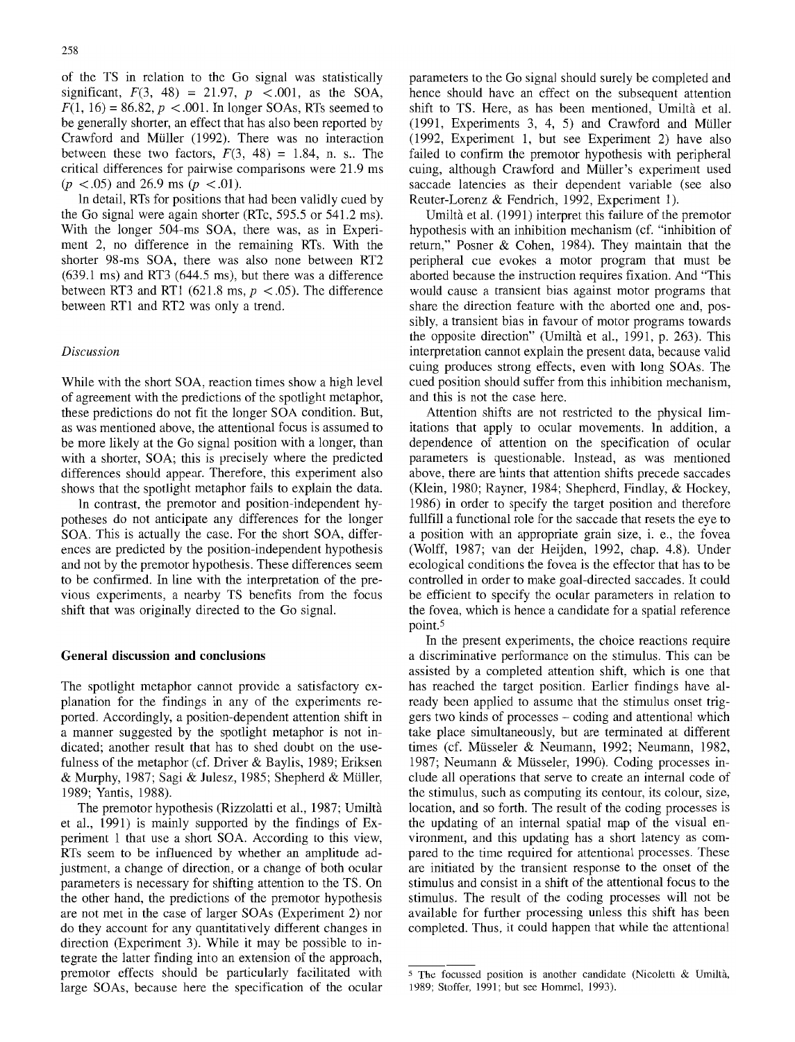of the TS in relation to the Go signal was statistically significant, $F(3, 48) = 21.97$, $p < .001$, as the SOA, $F(1, 16) = 86.82$, $p < .001$. In longer SOAs, RTs seemed to be generally shorter, an effect that has also been reported by Crawford and Müller (1992). There was no interaction between these two factors, $F(3, 48) = 1.84$, n. s.. The critical differences for pairwise comparisons were 21.9 ms ($p < .05$) and 26.9 ms ($p < .01$).

In detail, RTs for positions that had been validly cued by the Go signal were again shorter (RTc, 595.5 or 541.2 ms). With the longer 504-ms SOA, there was, as in Experiment 2, no difference in the remaining RTs. With the shorter 98-ms SOA, there was also none between RT2 (639.1 ms) and RT3 (644.5 ms), but there was a difference between RT3 and RT1 (621.8 ms, $p < .05$). The difference between RT1 and RT2 was only a trend.

### *Discussion*

While with the short SOA, reaction times show a high level of agreement with the predictions of the spotlight metaphor, these predictions do not fit the longer SOA condition. But, as was mentioned above, the attentional focus is assumed to be more likely at the Go signal position with a longer, than with a shorter, SOA; this is precisely where the predicted differences should appear. Therefore, this experiment also shows that the spotlight metaphor fails to explain the data.

In contrast, the premotor and position-independent hypotheses do not anticipate any differences for the longer SOA. This is actually the case. For the short SOA, differences are predicted by the position-independent hypothesis and not by the premotor hypothesis. These differences seem to be confirmed. In line with the interpretation of the previous experiments, a nearby TS benefits from the focus shift that was originally directed to the Go signal.

## General discussion and conclusions

The spotlight metaphor cannot provide a satisfactory explanation for the findings in any of the experiments reported. Accordingly, a position-dependent attention shift in a manner suggested by the spotlight metaphor is not indicated; another result that has to shed doubt on the usefulness of the metaphor (cf. Driver & Baylis, 1989; Eriksen & Murphy, 1987; Sagi & Julesz, 1985; Shepherd & Müller, 1989; Yantis, 1988).

The premotor hypothesis (Rizzolatti et al., 1987; Umiltà et al., 1991) is mainly supported by the findings of Experiment 1 that use a short SOA. According to this view, RTs seem to be influenced by whether an amplitude adjustment, a change of direction, or a change of both ocular parameters is necessary for shifting attention to the TS. On the other hand, the predictions of the premotor hypothesis are not met in the case of larger SOAs (Experiment 2) nor do they account for any quantitatively different changes in direction (Experiment 3). While it may be possible to integrate the latter finding into an extension of the approach, premotor effects should be particularly facilitated with large SOAs, because here the specification of the ocular parameters to the Go signal should surely be completed and hence should have an effect on the subsequent attention shift to TS. Here, as has been mentioned, Umiltà et al. (1991, Experiments 3, 4, 5) and Crawford and Müller (1992, Experiment 1, but see Experiment 2) have also failed to confirm the premotor hypothesis with peripheral cuing, although Crawford and Müller's experiment used saccade latencies as their dependent variable (see also Reuter-Lorenz & Fendrich, 1992, Experiment 1).

Umiltà et al. (1991) interpret this failure of the premotor hypothesis with an inhibition mechanism (cf. "inhibition of return," Posner & Cohen, 1984). They maintain that the peripheral cue evokes a motor program that must be aborted because the instruction requires fixation. And "This would cause a transient bias against motor programs that share the direction feature with the aborted one and, possibly, a transient bias in favour of motor programs towards the opposite direction" (Umiltà et al., 1991, p. 263). This interpretation cannot explain the present data, because valid cuing produces strong effects, even with long SOAs. The cued position should suffer from this inhibition mechanism, and this is not the case here.

Attention shifts are not restricted to the physical limitations that apply to ocular movements. In addition, a dependence of attention on the specification of ocular parameters is questionable. Instead, as was mentioned above, there are hints that attention shifts precede saccades (Klein, 1980; Rayner, 1984; Shepherd, Findlay, & Hockey, 1986) in order to specify the target position and therefore fullfill a functional role for the saccade that resets the eye to a position with an appropriate grain size, i. e., the fovea (Wolff, 1987; van der Heijden, 1992, chap. 4.8). Under ecological conditions the fovea is the effector that has to be controlled in order to make goal-directed saccades. It could be efficient to specify the ocular parameters in relation to the fovea, which is hence a candidate for a spatial reference point.[5]

In the present experiments, the choice reactions require a discriminative performance on the stimulus. This can be assisted by a completed attention shift, which is one that has reached the target position. Earlier findings have already been applied to assume that the stimulus onset triggers two kinds of processes – coding and attentional which take place simultaneously, but are terminated at different times (cf. Müsseler & Neumann, 1992; Neumann, 1982, 1987; Neumann & Müsseler, 1990). Coding processes include all operations that serve to create an internal code of the stimulus, such as computing its contour, its colour, size, location, and so forth. The result of the coding processes is the updating of an internal spatial map of the visual environment, and this updating has a short latency as compared to the time required for attentional processes. These are initiated by the transient response to the onset of the stimulus and consist in a shift of the attentional focus to the stimulus. The result of the coding processes will not be available for further processing unless this shift has been completed. Thus, it could happen that while the attentional

[5] The focussed position is another candidate (Nicoletti & Umiltà, 1989; Stoffer, 1991; but see Hommel, 1993).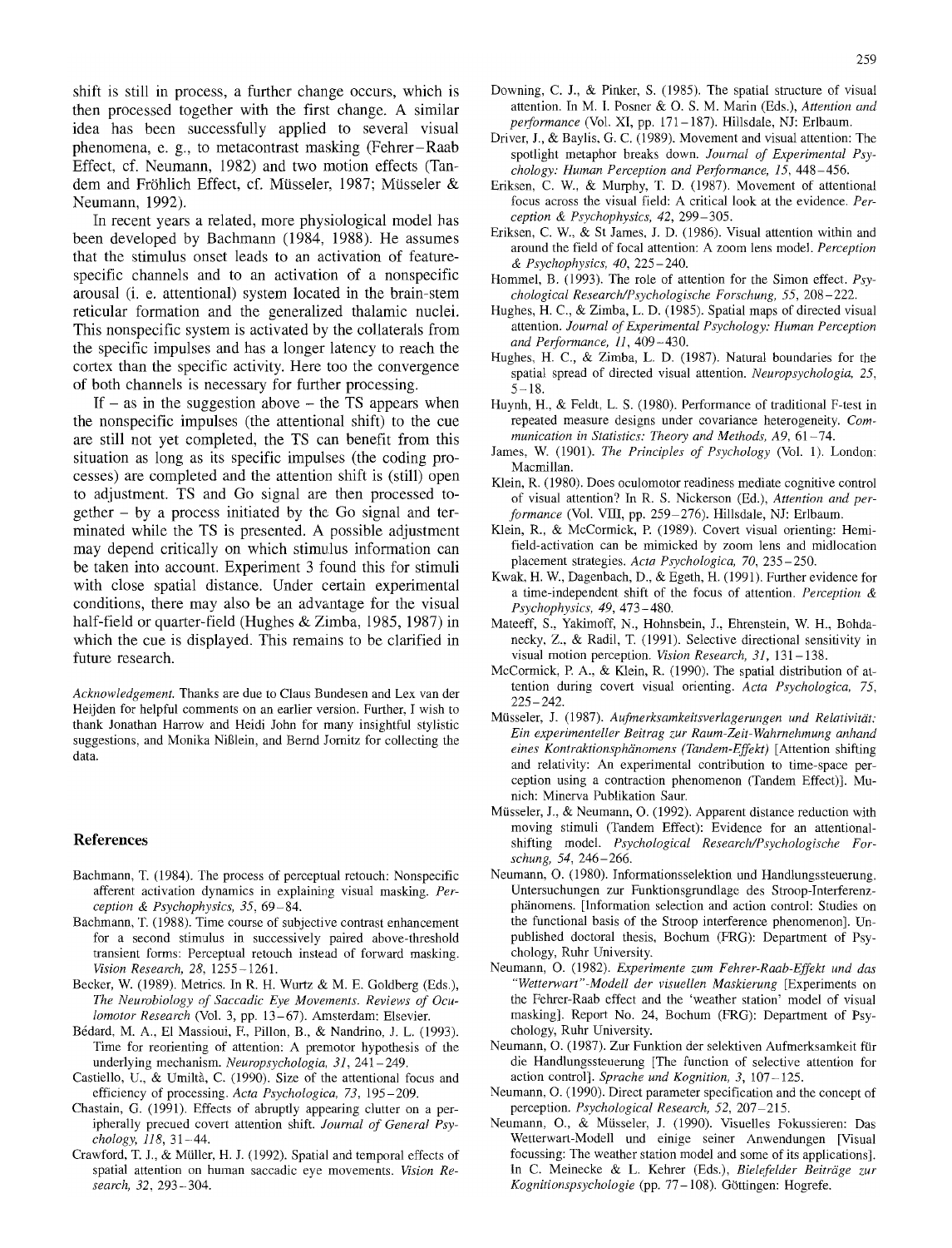shift is still in process, a further change occurs, which is then processed together with the first change. A similar idea has been successfully applied to several visual phenomena, e. g., to metacontrast masking (Fehrer–Raab Effect, cf. Neumann, 1982) and two motion effects (Tandem and Fröhlich Effect, cf. Müsseler, 1987; Müsseler & Neumann, 1992).

In recent years a related, more physiological model has been developed by Bachmann (1984, 1988). He assumes that the stimulus onset leads to an activation of feature-specific channels and to an activation of a nonspecific arousal (i. e. attentional) system located in the brain-stem reticular formation and the generalized thalamic nuclei. This nonspecific system is activated by the collaterals from the specific impulses and has a longer latency to reach the cortex than the specific activity. Here too the convergence of both channels is necessary for further processing.

If – as in the suggestion above – the TS appears when the nonspecific impulses (the attentional shift) to the cue are still not yet completed, the TS can benefit from this situation as long as its specific impulses (the coding processes) are completed and the attention shift is (still) open to adjustment. TS and Go signal are then processed together – by a process initiated by the Go signal and terminated while the TS is presented. A possible adjustment may depend critically on which stimulus information can be taken into account. Experiment 3 found this for stimuli with close spatial distance. Under certain experimental conditions, there may also be an advantage for the visual half-field or quarter-field (Hughes & Zimba, 1985, 1987) in which the cue is displayed. This remains to be clarified in future research.

*Acknowledgement.* Thanks are due to Claus Bundesen and Lex van der Heijden for helpful comments on an earlier version. Further, I wish to thank Jonathan Harrow and Heidi John for many insightful stylistic suggestions, and Monika Nißlein, and Bernd Jornitz for collecting the data.

## References

Bachmann, T. (1984). The process of perceptual retouch: Nonspecific afferent activation dynamics in explaining visual masking. *Perception & Psychophysics, 35*, 69–84.

Bachmann, T. (1988). Time course of subjective contrast enhancement for a second stimulus in successively paired above-threshold transient forms: Perceptual retouch instead of forward masking. *Vision Research, 28*, 1255–1261.

Becker, W. (1989). Metrics. In R. H. Wurtz & M. E. Goldberg (Eds.), *The Neurobiology of Saccadic Eye Movements. Reviews of Oculomotor Research* (Vol. 3, pp. 13–67). Amsterdam: Elsevier.

Bédard, M. A., El Massioui, F., Pillon, B., & Nandrino, J. L. (1993). Time for reorienting of attention: A premotor hypothesis of the underlying mechanism. *Neuropsychologia, 31*, 241–249.

Castiello, U., & Umiltà, C. (1990). Size of the attentional focus and efficiency of processing. *Acta Psychologica, 73*, 195–209.

Chastain, G. (1991). Effects of abruptly appearing clutter on a peripherally precued covert attention shift. *Journal of General Psychology, 118*, 31–44.

Crawford, T. J., & Müller, H. J. (1992). Spatial and temporal effects of spatial attention on human saccadic eye movements. *Vision Research, 32*, 293–304.

Downing, C. J., & Pinker, S. (1985). The spatial structure of visual attention. In M. I. Posner & O. S. M. Marin (Eds.), *Attention and performance* (Vol. XI, pp. 171–187). Hillsdale, NJ: Erlbaum.

Driver, J., & Baylis, G. C. (1989). Movement and visual attention: The spotlight metaphor breaks down. *Journal of Experimental Psychology: Human Perception and Performance, 15*, 448–456.

Eriksen, C. W., & Murphy, T. D. (1987). Movement of attentional focus across the visual field: A critical look at the evidence. *Perception & Psychophysics, 42*, 299–305.

Eriksen, C. W., & St James, J. D. (1986). Visual attention within and around the field of focal attention: A zoom lens model. *Perception & Psychophysics, 40*, 225–240.

Hommel, B. (1993). The role of attention for the Simon effect. *Psychological Research/Psychologische Forschung, 55*, 208–222.

Hughes, H. C., & Zimba, L. D. (1985). Spatial maps of directed visual attention. *Journal of Experimental Psychology: Human Perception and Performance, 11*, 409–430.

Hughes, H. C., & Zimba, L. D. (1987). Natural boundaries for the spatial spread of directed visual attention. *Neuropsychologia, 25*, 5–18.

Huynh, H., & Feldt, L. S. (1980). Performance of traditional F-test in repeated measure designs under covariance heterogeneity. *Communication in Statistics: Theory and Methods, A9*, 61–74.

James, W. (1901). *The Principles of Psychology* (Vol. 1). London: Macmillan.

Klein, R. (1980). Does oculomotor readiness mediate cognitive control of visual attention? In R. S. Nickerson (Ed.), *Attention and performance* (Vol. VIII, pp. 259–276). Hillsdale, NJ: Erlbaum.

Klein, R., & McCormick, P. (1989). Covert visual orienting: Hemifield-activation can be mimicked by zoom lens and midlocation placement strategies. *Acta Psychologica, 70*, 235–250.

Kwak, H. W., Dagenbach, D., & Egeth, H. (1991). Further evidence for a time-independent shift of the focus of attention. *Perception & Psychophysics, 49*, 473–480.

Mateeff, S., Yakimoff, N., Hohnsbein, J., Ehrenstein, W. H., Bohdanecky, Z., & Radil, T. (1991). Selective directional sensitivity in visual motion perception. *Vision Research, 31*, 131–138.

McCormick, P. A., & Klein, R. (1990). The spatial distribution of attention during covert visual orienting. *Acta Psychologica, 75*, 225–242.

Müsseler, J. (1987). *Aufmerksamkeitsverlagerungen und Relativität: Ein experimenteller Beitrag zur Raum-Zeit-Wahrnehmung anhand eines Kontraktionsphänomens (Tandem-Effekt)* [Attention shifting and relativity: An experimental contribution to time-space perception using a contraction phenomenon (Tandem Effect)]. Munich: Minerva Publikation Saur.

Müsseler, J., & Neumann, O. (1992). Apparent distance reduction with moving stimuli (Tandem Effect): Evidence for an attentional-shifting model. *Psychological Research/Psychologische Forschung, 54*, 246–266.

Neumann, O. (1980). Informationsselektion und Handlungssteuerung. Untersuchungen zur Funktionsgrundlage des Stroop-Interferenzphänomens. [Information selection and action control: Studies on the functional basis of the Stroop interference phenomenon]. Unpublished doctoral thesis, Bochum (FRG): Department of Psychology, Ruhr University.

Neumann, O. (1982). *Experimente zum Fehrer-Raab-Effekt und das "Wetterwart"-Modell der visuellen Maskierung* [Experiments on the Fehrer-Raab effect and the 'weather station' model of visual masking]. Report No. 24, Bochum (FRG): Department of Psychology, Ruhr University.

Neumann, O. (1987). Zur Funktion der selektiven Aufmerksamkeit für die Handlungssteuerung [The function of selective attention for action control]. *Sprache und Kognition, 3*, 107–125.

Neumann, O. (1990). Direct parameter specification and the concept of perception. *Psychological Research, 52*, 207–215.

Neumann, O., & Müsseler, J. (1990). Visuelles Fokussieren: Das Wetterwart-Modell und einige seiner Anwendungen [Visual focussing: The weather station model and some of its applications]. In C. Meinecke & L. Kehrer (Eds.), *Bielefelder Beiträge zur Kognitionspsychologie* (pp. 77–108). Göttingen: Hogrefe.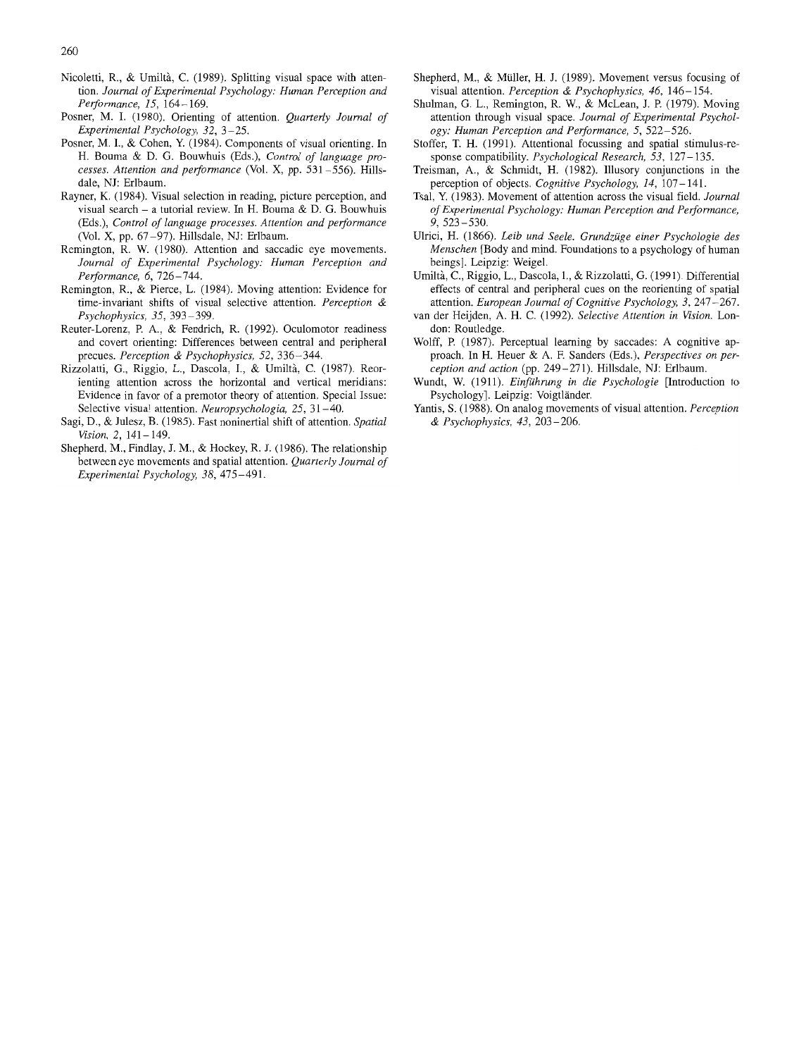Nicoletti, R., & Umiltà, C. (1989). Splitting visual space with attention. *Journal of Experimental Psychology: Human Perception and Performance, 15*, 164–169.

Posner, M. I. (1980). Orienting of attention. *Quarterly Journal of Experimental Psychology, 32*, 3–25.

Posner, M. I., & Cohen, Y. (1984). Components of visual orienting. In H. Bouma & D. G. Bouwhuis (Eds.), *Control of language processes. Attention and performance* (Vol. X, pp. 531–556). Hillsdale, NJ: Erlbaum.

Rayner, K. (1984). Visual selection in reading, picture perception, and visual search – a tutorial review. In H. Bouma & D. G. Bouwhuis (Eds.), *Control of language processes. Attention and performance* (Vol. X, pp. 67–97). Hillsdale, NJ: Erlbaum.

Remington, R. W. (1980). Attention and saccadic eye movements. *Journal of Experimental Psychology: Human Perception and Performance, 6*, 726–744.

Remington, R., & Pierce, L. (1984). Moving attention: Evidence for time-invariant shifts of visual selective attention. *Perception & Psychophysics, 35*, 393–399.

Reuter-Lorenz, P. A., & Fendrich, R. (1992). Oculomotor readiness and covert orienting: Differences between central and peripheral precues. *Perception & Psychophysics, 52*, 336–344.

Rizzolatti, G., Riggio, L., Dascola, I., & Umiltà, C. (1987). Reorienting attention across the horizontal and vertical meridians: Evidence in favor of a premotor theory of attention. Special Issue: Selective visual attention. *Neuropsychologia, 25*, 31–40.

Sagi, D., & Julesz, B. (1985). Fast noninertial shift of attention. *Spatial Vision, 2*, 141–149.

Shepherd, M., Findlay, J. M., & Hockey, R. J. (1986). The relationship between eye movements and spatial attention. *Quarterly Journal of Experimental Psychology, 38*, 475–491.

Shepherd, M., & Müller, H. J. (1989). Movement versus focusing of visual attention. *Perception & Psychophysics, 46*, 146–154.

Shulman, G. L., Remington, R. W., & McLean, J. P. (1979). Moving attention through visual space. *Journal of Experimental Psychology: Human Perception and Performance, 5*, 522–526.

Stoffer, T. H. (1991). Attentional focussing and spatial stimulus-response compatibility. *Psychological Research, 53*, 127–135.

Treisman, A., & Schmidt, H. (1982). Illusory conjunctions in the perception of objects. *Cognitive Psychology, 14*, 107–141.

Tsal, Y. (1983). Movement of attention across the visual field. *Journal of Experimental Psychology: Human Perception and Performance, 9*, 523–530.

Ulrici, H. (1866). *Leib und Seele. Grundzüge einer Psychologie des Menschen* [Body and mind. Foundations to a psychology of human beings]. Leipzig: Weigel.

Umiltà, C., Riggio, L., Dascola, I., & Rizzolatti, G. (1991). Differential effects of central and peripheral cues on the reorienting of spatial attention. *European Journal of Cognitive Psychology, 3*, 247–267.

van der Heijden, A. H. C. (1992). *Selective Attention in Vision*. London: Routledge.

Wolff, P. (1987). Perceptual learning by saccades: A cognitive approach. In H. Heuer & A. F. Sanders (Eds.), *Perspectives on perception and action* (pp. 249–271). Hillsdale, NJ: Erlbaum.

Wundt, W. (1911). *Einführung in die Psychologie* [Introduction to Psychology]. Leipzig: Voigtländer.

Yantis, S. (1988). On analog movements of visual attention. *Perception & Psychophysics, 43*, 203–206.